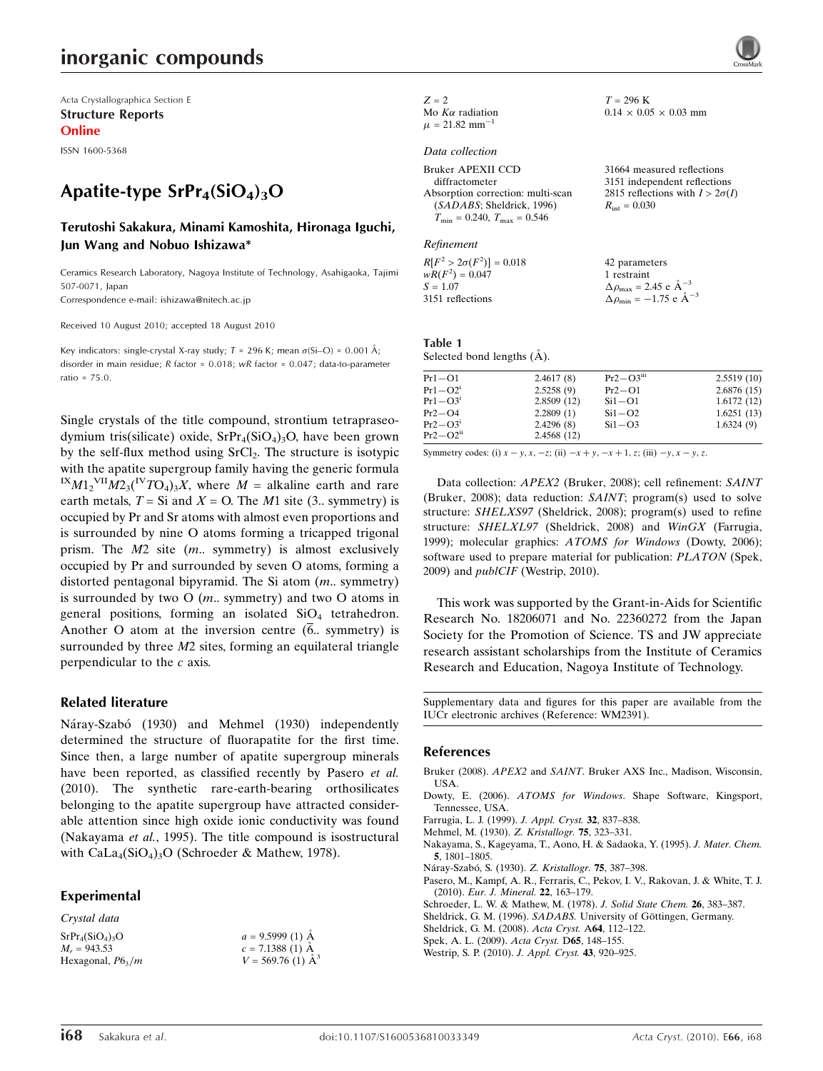Acta Crystallographica Section E
**Structure Reports**
**Online**

ISSN 1600-5368

# Apatite-type $SrPr_4(SiO_4)_3O$

**Terutoshi Sakakura, Minami Kamoshita, Hironaga Iguchi, Jun Wang and Nobuo Ishizawa***

Ceramics Research Laboratory, Nagoya Institute of Technology, Asahigaoka, Tajimi 507-0071, Japan
Correspondence e-mail: ishizawa@nitech.ac.jp

Received 10 August 2010; accepted 18 August 2010

Key indicators: single-crystal X-ray study; $T$ = 296 K; mean $\sigma$(Si–O) = 0.001 Å; disorder in main residue; $R$ factor = 0.018; $wR$ factor = 0.047; data-to-parameter ratio = 75.0.

Single crystals of the title compound, strontium tetrapraseodymium tris(silicate) oxide, $SrPr_4(SiO_4)_3O$, have been grown by the self-flux method using $SrCl_2$. The structure is isotypic with the apatite supergroup family having the generic formula ${}^{IX}M1_2{}^{VII}M2_3({}^{IV}TO_4)_3X$, where $M$ = alkaline earth and rare earth metals, $T$ = Si and $X$ = O. The $M$1 site (3.. symmetry) is occupied by Pr and Sr atoms with almost even proportions and is surrounded by nine O atoms forming a tricapped trigonal prism. The $M$2 site ($m$.. symmetry) is almost exclusively occupied by Pr and surrounded by seven O atoms, forming a distorted pentagonal bipyramid. The Si atom ($m$.. symmetry) is surrounded by two O ($m$.. symmetry) and two O atoms in general positions, forming an isolated $SiO_4$ tetrahedron. Another O atom at the inversion centre ($\bar{6}$.. symmetry) is surrounded by three $M$2 sites, forming an equilateral triangle perpendicular to the $c$ axis.

## Related literature

Náray-Szabó (1930) and Mehmel (1930) independently determined the structure of fluorapatite for the first time. Since then, a large number of apatite supergroup minerals have been reported, as classified recently by Pasero *et al.* (2010). The synthetic rare-earth-bearing orthosilicates belonging to the apatite supergroup have attracted considerable attention since high oxide ionic conductivity was found (Nakayama *et al.*, 1995). The title compound is isostructural with $CaLa_4(SiO_4)_3O$ (Schroeder & Mathew, 1978).

## Experimental

### Crystal data

$SrPr_4(SiO_4)_3O$
$M_r$ = 943.53
Hexagonal, $P6_3/m$
$a$ = 9.5999 (1) Å
$c$ = 7.1388 (1) Å
$V$ = 569.76 (1) Å$^3$
$Z$ = 2
Mo $K\alpha$ radiation
$\mu$ = 21.82 mm$^{-1}$
$T$ = 296 K
0.14 × 0.05 × 0.03 mm

### Data collection

Bruker APEXII CCD diffractometer
Absorption correction: multi-scan (*SADABS*; Sheldrick, 1996)
$T_{min}$ = 0.240, $T_{max}$ = 0.546
31664 measured reflections
3151 independent reflections
2815 reflections with $I > 2\sigma(I)$
$R_{int}$ = 0.030

### Refinement

$R[F^2 > 2\sigma(F^2)]$ = 0.018
$wR(F^2)$ = 0.047
$S$ = 1.07
3151 reflections
42 parameters
1 restraint
$\Delta\rho_{max}$ = 2.45 e Å$^{-3}$
$\Delta\rho_{min}$ = −1.75 e Å$^{-3}$

**Table 1**
Selected bond lengths (Å).

| | | | |
|---|---|---|---|
| Pr1—O1 | 2.4617 (8) | Pr2—O3$^{iii}$ | 2.5519 (10) |
| Pr1—O2$^{i}$ | 2.5258 (9) | Pr2—O1 | 2.6876 (15) |
| Pr1—O3$^{i}$ | 2.8509 (12) | Si1—O1 | 1.6172 (12) |
| Pr2—O4 | 2.2809 (1) | Si1—O2 | 1.6251 (13) |
| Pr2—O3$^{i}$ | 2.4296 (8) | Si1—O3 | 1.6324 (9) |
| Pr2—O2$^{ii}$ | 2.4568 (12) | | |

Symmetry codes: (i) $x-y, x, -z$; (ii) $-x+y, -x+1, z$; (iii) $-y, x-y, z$.

Data collection: *APEX2* (Bruker, 2008); cell refinement: *SAINT* (Bruker, 2008); data reduction: *SAINT*; program(s) used to solve structure: *SHELXS97* (Sheldrick, 2008); program(s) used to refine structure: *SHELXL97* (Sheldrick, 2008) and *WinGX* (Farrugia, 1999); molecular graphics: *ATOMS for Windows* (Dowty, 2006); software used to prepare material for publication: *PLATON* (Spek, 2009) and *publCIF* (Westrip, 2010).

This work was supported by the Grant-in-Aids for Scientific Research No. 18206071 and No. 22360272 from the Japan Society for the Promotion of Science. TS and JW appreciate research assistant scholarships from the Institute of Ceramics Research and Education, Nagoya Institute of Technology.

Supplementary data and figures for this paper are available from the IUCr electronic archives (Reference: WM2391).

## References

Bruker (2008). *APEX2* and *SAINT*. Bruker AXS Inc., Madison, Wisconsin, USA.
Dowty, E. (2006). *ATOMS for Windows*. Shape Software, Kingsport, Tennessee, USA.
Farrugia, L. J. (1999). *J. Appl. Cryst.* **32**, 837–838.
Mehmel, M. (1930). *Z. Kristallogr.* **75**, 323–331.
Nakayama, S., Kageyama, T., Aono, H. & Sadaoka, Y. (1995). *J. Mater. Chem.* **5**, 1801–1805.
Náray-Szabó, S. (1930). *Z. Kristallogr.* **75**, 387–398.
Pasero, M., Kampf, A. R., Ferraris, C., Pekov, I. V., Rakovan, J. & White, T. J. (2010). *Eur. J. Mineral.* **22**, 163–179.
Schroeder, L. W. & Mathew, M. (1978). *J. Solid State Chem.* **26**, 383–387.
Sheldrick, G. M. (1996). *SADABS*. University of Göttingen, Germany.
Sheldrick, G. M. (2008). *Acta Cryst.* A**64**, 112–122.
Spek, A. L. (2009). *Acta Cryst.* D**65**, 148–155.
Westrip, S. P. (2010). *J. Appl. Cryst.* **43**, 920–925.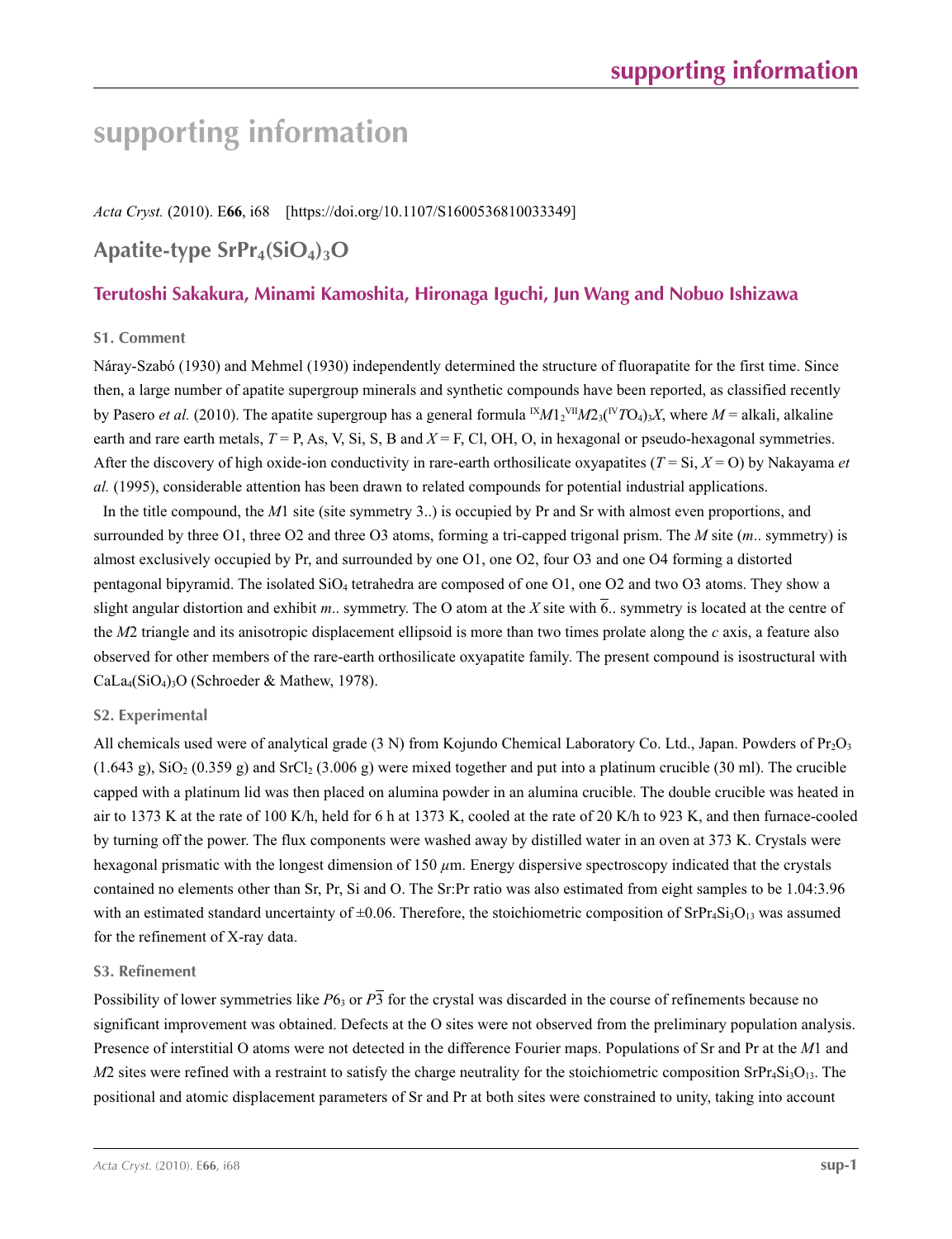# supporting information

*Acta Cryst.* (2010). E**66**, i68 [https://doi.org/10.1107/S1600536810033349]

## Apatite-type $SrPr_4(SiO_4)_3O$

### Terutoshi Sakakura, Minami Kamoshita, Hironaga Iguchi, Jun Wang and Nobuo Ishizawa

#### S1. Comment

Náray-Szabó (1930) and Mehmel (1930) independently determined the structure of fluorapatite for the first time. Since then, a large number of apatite supergroup minerals and synthetic compounds have been reported, as classified recently by Pasero *et al.* (2010). The apatite supergroup has a general formula $^{IX}M1_2{}^{VII}M2_3(^{IV}TO_4)_3X$, where $M$ = alkali, alkaline earth and rare earth metals, $T$ = P, As, V, Si, S, B and $X$ = F, Cl, OH, O, in hexagonal or pseudo-hexagonal symmetries. After the discovery of high oxide-ion conductivity in rare-earth orthosilicate oxyapatites ($T$ = Si, $X$ = O) by Nakayama *et al.* (1995), considerable attention has been drawn to related compounds for potential industrial applications.

In the title compound, the *M*1 site (site symmetry 3..) is occupied by Pr and Sr with almost even proportions, and surrounded by three O1, three O2 and three O3 atoms, forming a tri-capped trigonal prism. The *M* site (*m*.. symmetry) is almost exclusively occupied by Pr, and surrounded by one O1, one O2, four O3 and one O4 forming a distorted pentagonal bipyramid. The isolated $SiO_4$ tetrahedra are composed of one O1, one O2 and two O3 atoms. They show a slight angular distortion and exhibit *m*.. symmetry. The O atom at the *X* site with $\overline{6}$.. symmetry is located at the centre of the *M*2 triangle and its anisotropic displacement ellipsoid is more than two times prolate along the *c* axis, a feature also observed for other members of the rare-earth orthosilicate oxyapatite family. The present compound is isostructural with $CaLa_4(SiO_4)_3O$ (Schroeder & Mathew, 1978).

#### S2. Experimental

All chemicals used were of analytical grade (3 N) from Kojundo Chemical Laboratory Co. Ltd., Japan. Powders of $Pr_2O_3$ (1.643 g), $SiO_2$ (0.359 g) and $SrCl_2$ (3.006 g) were mixed together and put into a platinum crucible (30 ml). The crucible capped with a platinum lid was then placed on alumina powder in an alumina crucible. The double crucible was heated in air to 1373 K at the rate of 100 K/h, held for 6 h at 1373 K, cooled at the rate of 20 K/h to 923 K, and then furnace-cooled by turning off the power. The flux components were washed away by distilled water in an oven at 373 K. Crystals were hexagonal prismatic with the longest dimension of 150 $\mu$m. Energy dispersive spectroscopy indicated that the crystals contained no elements other than Sr, Pr, Si and O. The Sr:Pr ratio was also estimated from eight samples to be 1.04:3.96 with an estimated standard uncertainty of ±0.06. Therefore, the stoichiometric composition of $SrPr_4Si_3O_{13}$ was assumed for the refinement of X-ray data.

#### S3. Refinement

Possibility of lower symmetries like $P6_3$ or $P\overline{3}$ for the crystal was discarded in the course of refinements because no significant improvement was obtained. Defects at the O sites were not observed from the preliminary population analysis. Presence of interstitial O atoms were not detected in the difference Fourier maps. Populations of Sr and Pr at the *M*1 and *M*2 sites were refined with a restraint to satisfy the charge neutrality for the stoichiometric composition $SrPr_4Si_3O_{13}$. The positional and atomic displacement parameters of Sr and Pr at both sites were constrained to unity, taking into account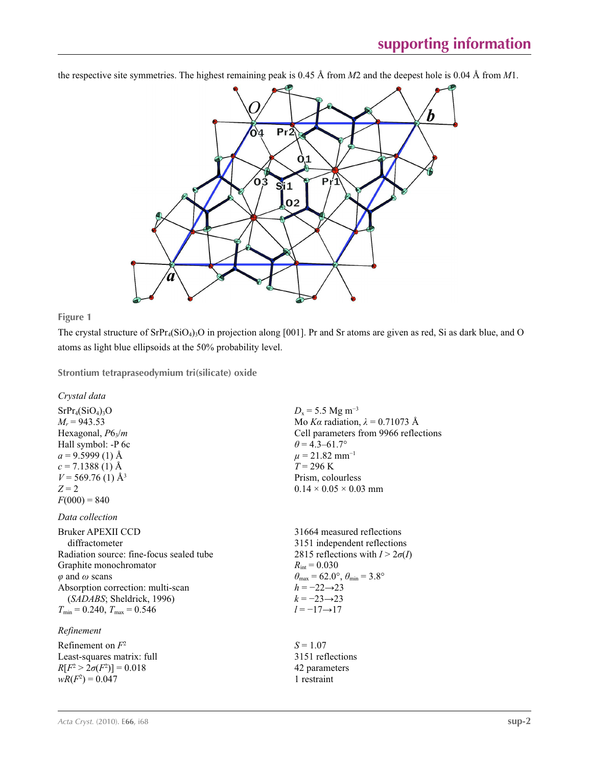the respective site symmetries. The highest remaining peak is 0.45 Å from *M*2 and the deepest hole is 0.04 Å from *M*1.

**Figure 1**

The crystal structure of $SrPr_4(SiO_4)_3O$ in projection along [001]. Pr and Sr atoms are given as red, Si as dark blue, and O atoms as light blue ellipsoids at the 50% probability level.

## Strontium tetrapraseodymium tri(silicate) oxide

### *Crystal data*

$SrPr_4(SiO_4)_3O$
$M_r$ = 943.53
Hexagonal, $P6_3/m$
Hall symbol: -P 6c
$a$ = 9.5999 (1) Å
$c$ = 7.1388 (1) Å
$V$ = 569.76 (1) Å$^3$
$Z$ = 2
$F(000)$ = 840

$D_x$ = 5.5 Mg m$^{-3}$
Mo $K\alpha$ radiation, $\lambda$ = 0.71073 Å
Cell parameters from 9966 reflections
$\theta$ = 4.3–61.7°
$\mu$ = 21.82 mm$^{-1}$
$T$ = 296 K
Prism, colourless
0.14 × 0.05 × 0.03 mm

### *Data collection*

Bruker APEXII CCD diffractometer
Radiation source: fine-focus sealed tube
Graphite monochromator
$\varphi$ and $\omega$ scans
Absorption correction: multi-scan (*SADABS*; Sheldrick, 1996)
$T_{min}$ = 0.240, $T_{max}$ = 0.546

31664 measured reflections
3151 independent reflections
2815 reflections with $I > 2\sigma(I)$
$R_{int}$ = 0.030
$\theta_{max}$ = 62.0°, $\theta_{min}$ = 3.8°
$h$ = −22→23
$k$ = −23→23
$l$ = −17→17

### *Refinement*

Refinement on $F^2$
Least-squares matrix: full
$R[F^2 > 2\sigma(F^2)]$ = 0.018
$wR(F^2)$ = 0.047

$S$ = 1.07
3151 reflections
42 parameters
1 restraint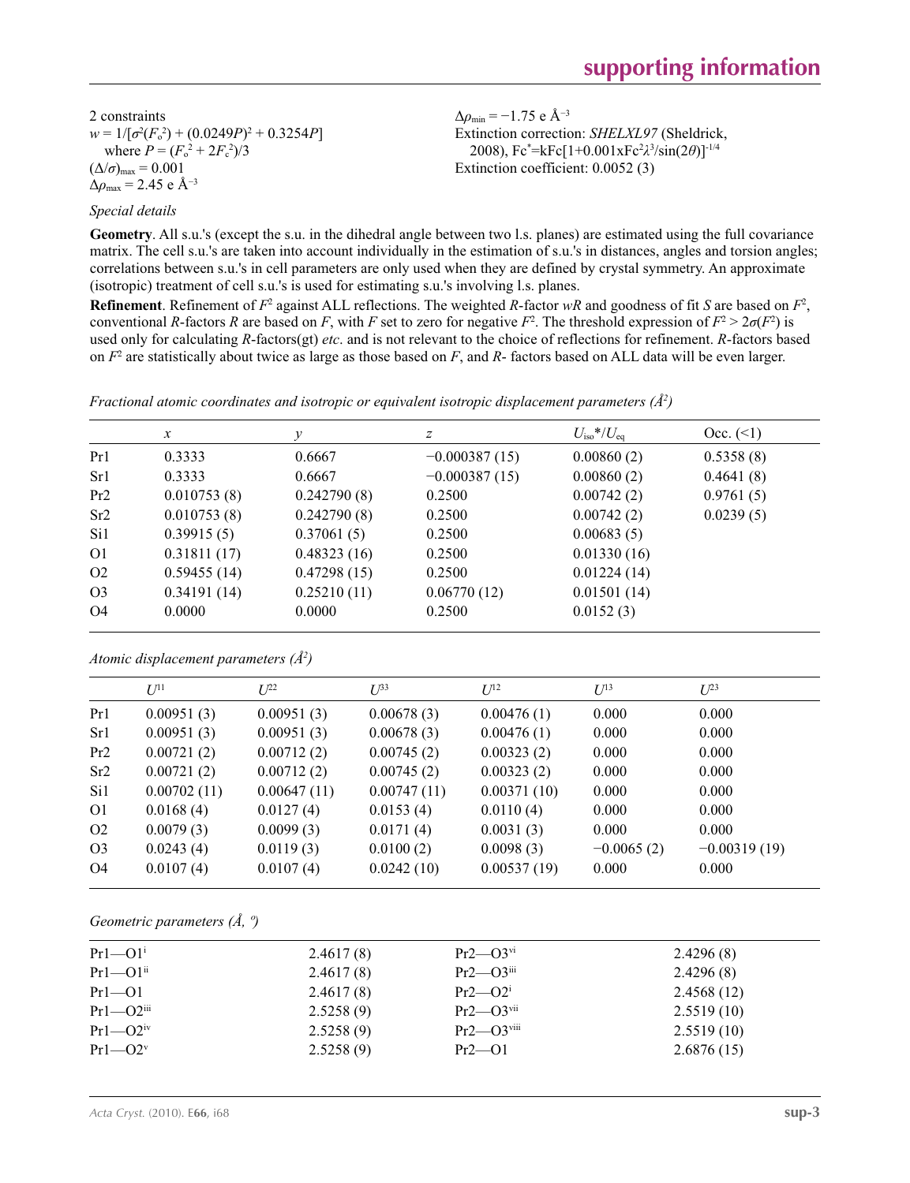2 constraints

$w = 1/[\sigma^2(F_o^2) + (0.0249P)^2 + 0.3254P]$
where $P = (F_o^2 + 2F_c^2)/3$

$(\Delta/\sigma)_{max} = 0.001$

$\Delta\rho_{max} = 2.45$ e Å$^{-3}$

$\Delta\rho_{min} = -1.75$ e Å$^{-3}$

Extinction correction: *SHELXL97* (Sheldrick, 2008), $Fc^* = kFc[1+0.001xFc^2\lambda^3/\sin(2\theta)]^{-1/4}$

Extinction coefficient: 0.0052 (3)

*Special details*

**Geometry**. All s.u.'s (except the s.u. in the dihedral angle between two l.s. planes) are estimated using the full covariance matrix. The cell s.u.'s are taken into account individually in the estimation of s.u.'s in distances, angles and torsion angles; correlations between s.u.'s in cell parameters are only used when they are defined by crystal symmetry. An approximate (isotropic) treatment of cell s.u.'s is used for estimating s.u.'s involving l.s. planes.

**Refinement**. Refinement of $F^2$ against ALL reflections. The weighted *R*-factor *wR* and goodness of fit *S* are based on $F^2$, conventional *R*-factors *R* are based on *F*, with *F* set to zero for negative $F^2$. The threshold expression of $F^2 > 2\sigma(F^2)$ is used only for calculating *R*-factors(gt) *etc*. and is not relevant to the choice of reflections for refinement. *R*-factors based on $F^2$ are statistically about twice as large as those based on *F*, and *R*- factors based on ALL data will be even larger.

*Fractional atomic coordinates and isotropic or equivalent isotropic displacement parameters (Å$^2$)*

| | *x* | *y* | *z* | $U_{iso}$*/$U_{eq}$ | Occ. (<1) |
|---|---|---|---|---|---|
| Pr1 | 0.3333 | 0.6667 | −0.000387 (15) | 0.00860 (2) | 0.5358 (8) |
| Sr1 | 0.3333 | 0.6667 | −0.000387 (15) | 0.00860 (2) | 0.4641 (8) |
| Pr2 | 0.010753 (8) | 0.242790 (8) | 0.2500 | 0.00742 (2) | 0.9761 (5) |
| Sr2 | 0.010753 (8) | 0.242790 (8) | 0.2500 | 0.00742 (2) | 0.0239 (5) |
| Si1 | 0.39915 (5) | 0.37061 (5) | 0.2500 | 0.00683 (5) | |
| O1 | 0.31811 (17) | 0.48323 (16) | 0.2500 | 0.01330 (16) | |
| O2 | 0.59455 (14) | 0.47298 (15) | 0.2500 | 0.01224 (14) | |
| O3 | 0.34191 (14) | 0.25210 (11) | 0.06770 (12) | 0.01501 (14) | |
| O4 | 0.0000 | 0.0000 | 0.2500 | 0.0152 (3) | |

*Atomic displacement parameters (Å$^2$)*

| | $U^{11}$ | $U^{22}$ | $U^{33}$ | $U^{12}$ | $U^{13}$ | $U^{23}$ |
|---|---|---|---|---|---|---|
| Pr1 | 0.00951 (3) | 0.00951 (3) | 0.00678 (3) | 0.00476 (1) | 0.000 | 0.000 |
| Sr1 | 0.00951 (3) | 0.00951 (3) | 0.00678 (3) | 0.00476 (1) | 0.000 | 0.000 |
| Pr2 | 0.00721 (2) | 0.00712 (2) | 0.00745 (2) | 0.00323 (2) | 0.000 | 0.000 |
| Sr2 | 0.00721 (2) | 0.00712 (2) | 0.00745 (2) | 0.00323 (2) | 0.000 | 0.000 |
| Si1 | 0.00702 (11) | 0.00647 (11) | 0.00747 (11) | 0.00371 (10) | 0.000 | 0.000 |
| O1 | 0.0168 (4) | 0.0127 (4) | 0.0153 (4) | 0.0110 (4) | 0.000 | 0.000 |
| O2 | 0.0079 (3) | 0.0099 (3) | 0.0171 (4) | 0.0031 (3) | 0.000 | 0.000 |
| O3 | 0.0243 (4) | 0.0119 (3) | 0.0100 (2) | 0.0098 (3) | −0.0065 (2) | −0.00319 (19) |
| O4 | 0.0107 (4) | 0.0107 (4) | 0.0242 (10) | 0.00537 (19) | 0.000 | 0.000 |

*Geometric parameters (Å, º)*

| | | | |
|---|---|---|---|
| Pr1—O1$^{i}$ | 2.4617 (8) | Pr2—O3$^{vi}$ | 2.4296 (8) |
| Pr1—O1$^{ii}$ | 2.4617 (8) | Pr2—O3$^{iii}$ | 2.4296 (8) |
| Pr1—O1 | 2.4617 (8) | Pr2—O2$^{i}$ | 2.4568 (12) |
| Pr1—O2$^{iii}$ | 2.5258 (9) | Pr2—O3$^{vii}$ | 2.5519 (10) |
| Pr1—O2$^{iv}$ | 2.5258 (9) | Pr2—O3$^{viii}$ | 2.5519 (10) |
| Pr1—O2$^{v}$ | 2.5258 (9) | Pr2—O1 | 2.6876 (15) |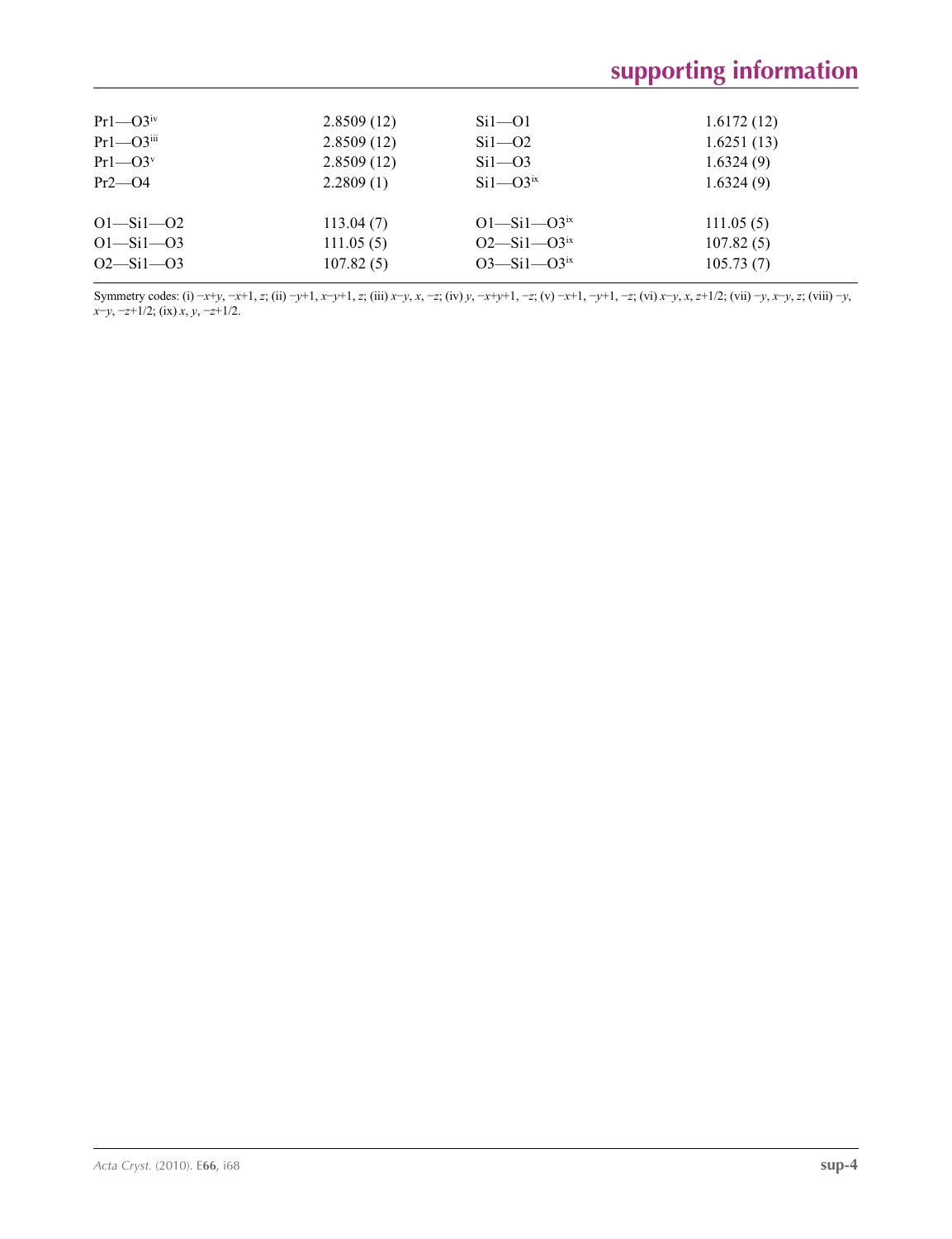| | | | |
|---|---|---|---|
| Pr1—O3[iv] | 2.8509 (12) | Si1—O1 | 1.6172 (12) |
| Pr1—O3[iii] | 2.8509 (12) | Si1—O2 | 1.6251 (13) |
| Pr1—O3[v] | 2.8509 (12) | Si1—O3 | 1.6324 (9) |
| Pr2—O4 | 2.2809 (1) | Si1—O3[ix] | 1.6324 (9) |
| | | | |
| O1—Si1—O2 | 113.04 (7) | O1—Si1—O3[ix] | 111.05 (5) |
| O1—Si1—O3 | 111.05 (5) | O2—Si1—O3[ix] | 107.82 (5) |
| O2—Si1—O3 | 107.82 (5) | O3—Si1—O3[ix] | 105.73 (7) |

Symmetry codes: (i) $-x+y, -x+1, z$; (ii) $-y+1, x-y+1, z$; (iii) $x-y, x, -z$; (iv) $y, -x+y+1, -z$; (v) $-x+1, -y+1, -z$; (vi) $x-y, x, z+1/2$; (vii) $-y, x-y, z$; (viii) $-y, x-y, -z+1/2$; (ix) $x, y, -z+1/2$.